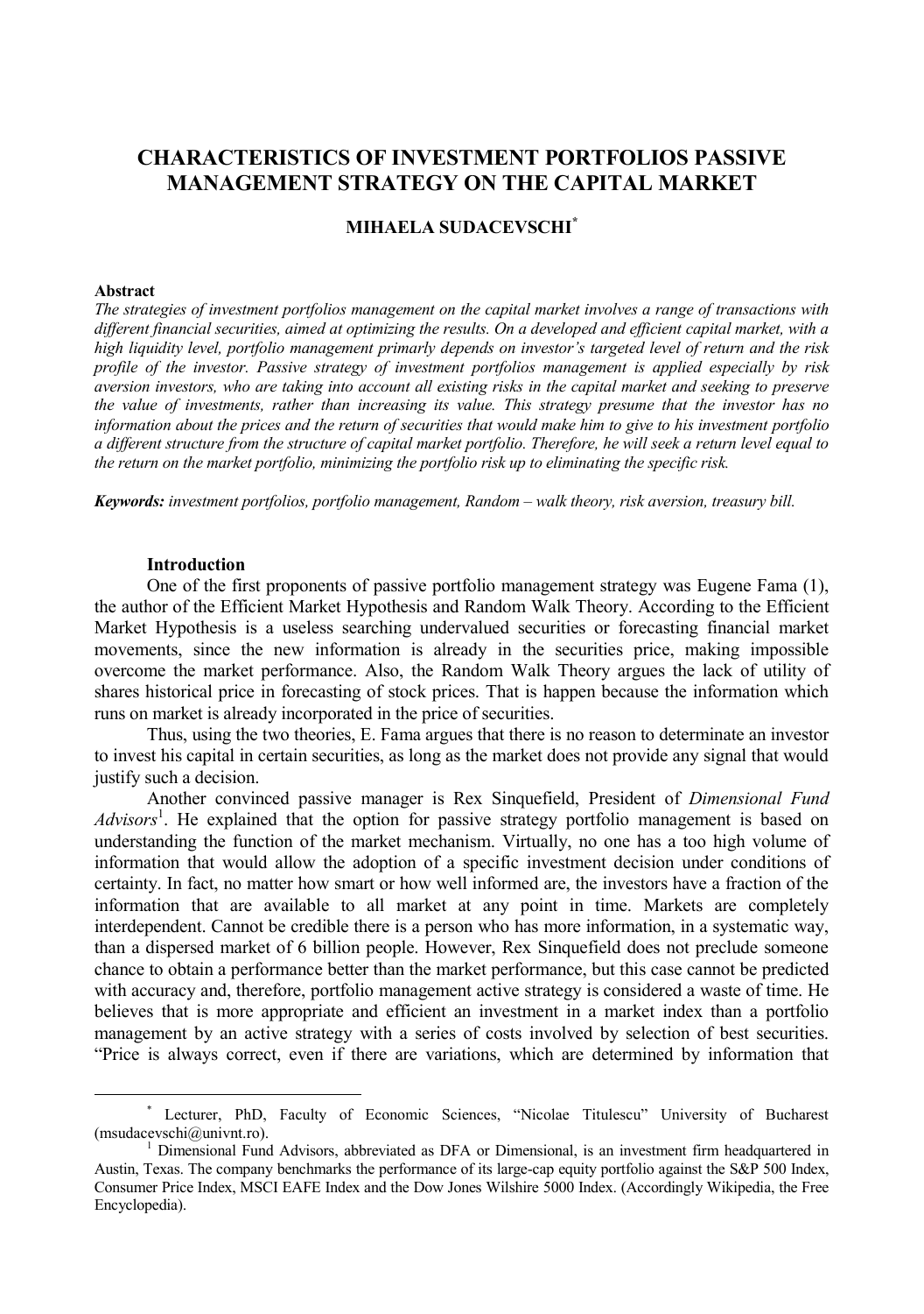# CHARACTERISTICS OF INVESTMENT PORTFOLIOS PASSIVE MANAGEMENT STRATEGY ON THE CAPITAL MARKET

**MIHAELA SUDACEVSCHI**[*]

**Abstract**

*The strategies of investment portfolios management on the capital market involves a range of transactions with different financial securities, aimed at optimizing the results. On a developed and efficient capital market, with a high liquidity level, portfolio management primarly depends on investor's targeted level of return and the risk profile of the investor. Passive strategy of investment portfolios management is applied especially by risk aversion investors, who are taking into account all existing risks in the capital market and seeking to preserve the value of investments, rather than increasing its value. This strategy presume that the investor has no information about the prices and the return of securities that would make him to give to his investment portfolio a different structure from the structure of capital market portfolio. Therefore, he will seek a return level equal to the return on the market portfolio, minimizing the portfolio risk up to eliminating the specific risk.*

***Keywords:*** *investment portfolios, portfolio management, Random – walk theory, risk aversion, treasury bill.*

## Introduction

One of the first proponents of passive portfolio management strategy was Eugene Fama (1), the author of the Efficient Market Hypothesis and Random Walk Theory. According to the Efficient Market Hypothesis is a useless searching undervalued securities or forecasting financial market movements, since the new information is already in the securities price, making impossible overcome the market performance. Also, the Random Walk Theory argues the lack of utility of shares historical price in forecasting of stock prices. That is happen because the information which runs on market is already incorporated in the price of securities.

Thus, using the two theories, E. Fama argues that there is no reason to determinate an investor to invest his capital in certain securities, as long as the market does not provide any signal that would justify such a decision.

Another convinced passive manager is Rex Sinquefield, President of *Dimensional Fund Advisors*[1]. He explained that the option for passive strategy portfolio management is based on understanding the function of the market mechanism. Virtually, no one has a too high volume of information that would allow the adoption of a specific investment decision under conditions of certainty. In fact, no matter how smart or how well informed are, the investors have a fraction of the information that are available to all market at any point in time. Markets are completely interdependent. Cannot be credible there is a person who has more information, in a systematic way, than a dispersed market of 6 billion people. However, Rex Sinquefield does not preclude someone chance to obtain a performance better than the market performance, but this case cannot be predicted with accuracy and, therefore, portfolio management active strategy is considered a waste of time. He believes that is more appropriate and efficient an investment in a market index than a portfolio management by an active strategy with a series of costs involved by selection of best securities. "Price is always correct, even if there are variations, which are determined by information that

---

[*] Lecturer, PhD, Faculty of Economic Sciences, "Nicolae Titulescu" University of Bucharest (msudacevschi@univnt.ro).

[1] Dimensional Fund Advisors, abbreviated as DFA or Dimensional, is an investment firm headquartered in Austin, Texas. The company benchmarks the performance of its large-cap equity portfolio against the S&P 500 Index, Consumer Price Index, MSCI EAFE Index and the Dow Jones Wilshire 5000 Index. (Accordingly Wikipedia, the Free Encyclopedia).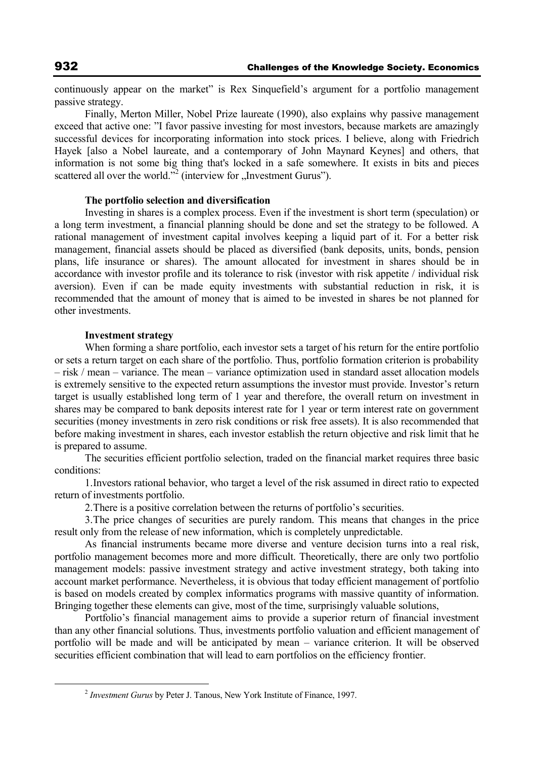continuously appear on the market" is Rex Sinquefield's argument for a portfolio management passive strategy.

Finally, Merton Miller, Nobel Prize laureate (1990), also explains why passive management exceed that active one: "I favor passive investing for most investors, because markets are amazingly successful devices for incorporating information into stock prices. I believe, along with Friedrich Hayek [also a Nobel laureate, and a contemporary of John Maynard Keynes] and others, that information is not some big thing that's locked in a safe somewhere. It exists in bits and pieces scattered all over the world."[2] (interview for „Investment Gurus").

### The portfolio selection and diversification

Investing in shares is a complex process. Even if the investment is short term (speculation) or a long term investment, a financial planning should be done and set the strategy to be followed. A rational management of investment capital involves keeping a liquid part of it. For a better risk management, financial assets should be placed as diversified (bank deposits, units, bonds, pension plans, life insurance or shares). The amount allocated for investment in shares should be in accordance with investor profile and its tolerance to risk (investor with risk appetite / individual risk aversion). Even if can be made equity investments with substantial reduction in risk, it is recommended that the amount of money that is aimed to be invested in shares be not planned for other investments.

### Investment strategy

When forming a share portfolio, each investor sets a target of his return for the entire portfolio or sets a return target on each share of the portfolio. Thus, portfolio formation criterion is probability – risk / mean – variance. The mean – variance optimization used in standard asset allocation models is extremely sensitive to the expected return assumptions the investor must provide. Investor's return target is usually established long term of 1 year and therefore, the overall return on investment in shares may be compared to bank deposits interest rate for 1 year or term interest rate on government securities (money investments in zero risk conditions or risk free assets). It is also recommended that before making investment in shares, each investor establish the return objective and risk limit that he is prepared to assume.

The securities efficient portfolio selection, traded on the financial market requires three basic conditions:

1. Investors rational behavior, who target a level of the risk assumed in direct ratio to expected return of investments portfolio.
2. There is a positive correlation between the returns of portfolio's securities.
3. The price changes of securities are purely random. This means that changes in the price result only from the release of new information, which is completely unpredictable.

As financial instruments became more diverse and venture decision turns into a real risk, portfolio management becomes more and more difficult. Theoretically, there are only two portfolio management models: passive investment strategy and active investment strategy, both taking into account market performance. Nevertheless, it is obvious that today efficient management of portfolio is based on models created by complex informatics programs with massive quantity of information. Bringing together these elements can give, most of the time, surprisingly valuable solutions,

Portfolio's financial management aims to provide a superior return of financial investment than any other financial solutions. Thus, investments portfolio valuation and efficient management of portfolio will be made and will be anticipated by mean – variance criterion. It will be observed securities efficient combination that will lead to earn portfolios on the efficiency frontier.

---

[2] *Investment Gurus* by Peter J. Tanous, New York Institute of Finance, 1997.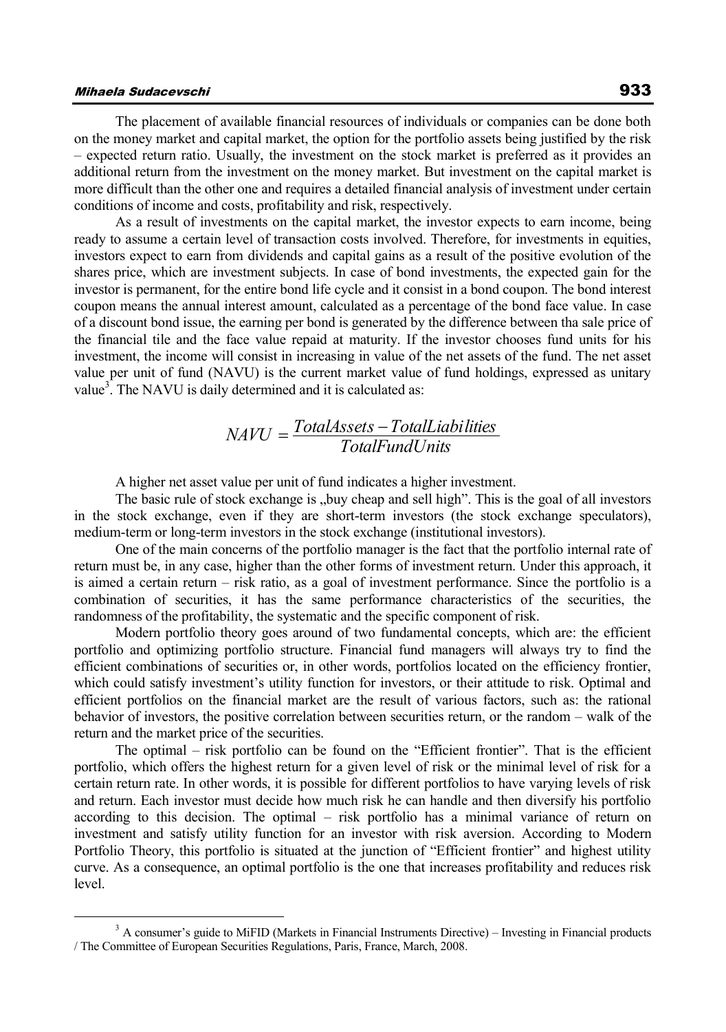The placement of available financial resources of individuals or companies can be done both on the money market and capital market, the option for the portfolio assets being justified by the risk – expected return ratio. Usually, the investment on the stock market is preferred as it provides an additional return from the investment on the money market. But investment on the capital market is more difficult than the other one and requires a detailed financial analysis of investment under certain conditions of income and costs, profitability and risk, respectively.

As a result of investments on the capital market, the investor expects to earn income, being ready to assume a certain level of transaction costs involved. Therefore, for investments in equities, investors expect to earn from dividends and capital gains as a result of the positive evolution of the shares price, which are investment subjects. In case of bond investments, the expected gain for the investor is permanent, for the entire bond life cycle and it consist in a bond coupon. The bond interest coupon means the annual interest amount, calculated as a percentage of the bond face value. In case of a discount bond issue, the earning per bond is generated by the difference between tha sale price of the financial tile and the face value repaid at maturity. If the investor chooses fund units for his investment, the income will consist in increasing in value of the net assets of the fund. The net asset value per unit of fund (NAVU) is the current market value of fund holdings, expressed as unitary value[3]. The NAVU is daily determined and it is calculated as:

$$NAVU = \frac{TotalAssets - TotalLiabilities}{TotalFundUnits}$$

A higher net asset value per unit of fund indicates a higher investment.

The basic rule of stock exchange is „buy cheap and sell high". This is the goal of all investors in the stock exchange, even if they are short-term investors (the stock exchange speculators), medium-term or long-term investors in the stock exchange (institutional investors).

One of the main concerns of the portfolio manager is the fact that the portfolio internal rate of return must be, in any case, higher than the other forms of investment return. Under this approach, it is aimed a certain return – risk ratio, as a goal of investment performance. Since the portfolio is a combination of securities, it has the same performance characteristics of the securities, the randomness of the profitability, the systematic and the specific component of risk.

Modern portfolio theory goes around of two fundamental concepts, which are: the efficient portfolio and optimizing portfolio structure. Financial fund managers will always try to find the efficient combinations of securities or, in other words, portfolios located on the efficiency frontier, which could satisfy investment's utility function for investors, or their attitude to risk. Optimal and efficient portfolios on the financial market are the result of various factors, such as: the rational behavior of investors, the positive correlation between securities return, or the random – walk of the return and the market price of the securities.

The optimal – risk portfolio can be found on the "Efficient frontier". That is the efficient portfolio, which offers the highest return for a given level of risk or the minimal level of risk for a certain return rate. In other words, it is possible for different portfolios to have varying levels of risk and return. Each investor must decide how much risk he can handle and then diversify his portfolio according to this decision. The optimal – risk portfolio has a minimal variance of return on investment and satisfy utility function for an investor with risk aversion. According to Modern Portfolio Theory, this portfolio is situated at the junction of "Efficient frontier" and highest utility curve. As a consequence, an optimal portfolio is the one that increases profitability and reduces risk level.

---

[3] A consumer's guide to MiFID (Markets in Financial Instruments Directive) – Investing in Financial products / The Committee of European Securities Regulations, Paris, France, March, 2008.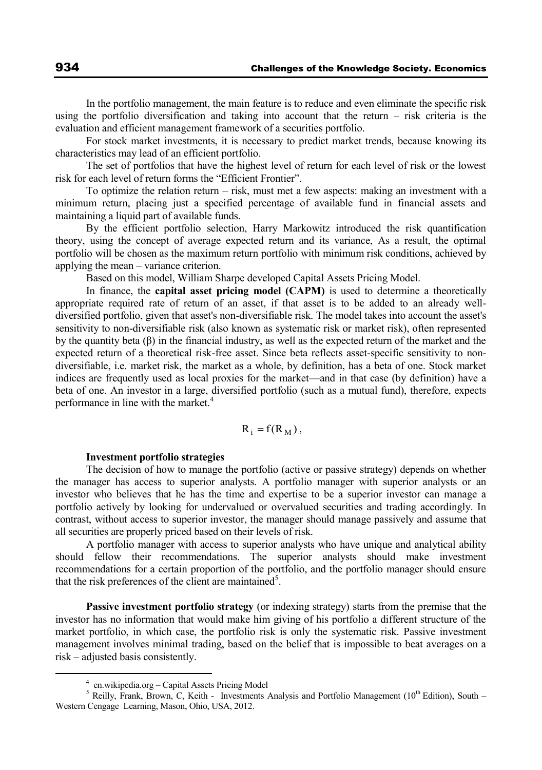In the portfolio management, the main feature is to reduce and even eliminate the specific risk using the portfolio diversification and taking into account that the return – risk criteria is the evaluation and efficient management framework of a securities portfolio.

For stock market investments, it is necessary to predict market trends, because knowing its characteristics may lead of an efficient portfolio.

The set of portfolios that have the highest level of return for each level of risk or the lowest risk for each level of return forms the "Efficient Frontier".

To optimize the relation return – risk, must met a few aspects: making an investment with a minimum return, placing just a specified percentage of available fund in financial assets and maintaining a liquid part of available funds.

By the efficient portfolio selection, Harry Markowitz introduced the risk quantification theory, using the concept of average expected return and its variance, As a result, the optimal portfolio will be chosen as the maximum return portfolio with minimum risk conditions, achieved by applying the mean – variance criterion.

Based on this model, William Sharpe developed Capital Assets Pricing Model.

In finance, the **capital asset pricing model (CAPM)** is used to determine a theoretically appropriate required rate of return of an asset, if that asset is to be added to an already well-diversified portfolio, given that asset's non-diversifiable risk. The model takes into account the asset's sensitivity to non-diversifiable risk (also known as systematic risk or market risk), often represented by the quantity beta (β) in the financial industry, as well as the expected return of the market and the expected return of a theoretical risk-free asset. Since beta reflects asset-specific sensitivity to non-diversifiable, i.e. market risk, the market as a whole, by definition, has a beta of one. Stock market indices are frequently used as local proxies for the market—and in that case (by definition) have a beta of one. An investor in a large, diversified portfolio (such as a mutual fund), therefore, expects performance in line with the market.[4]

$$R_i = f(R_M),$$

**Investment portfolio strategies**

The decision of how to manage the portfolio (active or passive strategy) depends on whether the manager has access to superior analysts. A portfolio manager with superior analysts or an investor who believes that he has the time and expertise to be a superior investor can manage a portfolio actively by looking for undervalued or overvalued securities and trading accordingly. In contrast, without access to superior investor, the manager should manage passively and assume that all securities are properly priced based on their levels of risk.

A portfolio manager with access to superior analysts who have unique and analytical ability should fellow their recommendations. The superior analysts should make investment recommendations for a certain proportion of the portfolio, and the portfolio manager should ensure that the risk preferences of the client are maintained[5].

**Passive investment portfolio strategy** (or indexing strategy) starts from the premise that the investor has no information that would make him giving of his portfolio a different structure of the market portfolio, in which case, the portfolio risk is only the systematic risk. Passive investment management involves minimal trading, based on the belief that is impossible to beat averages on a risk – adjusted basis consistently.

---

[4] en.wikipedia.org – Capital Assets Pricing Model

[5] Reilly, Frank, Brown, C, Keith - Investments Analysis and Portfolio Management (10th Edition), South – Western Cengage Learning, Mason, Ohio, USA, 2012.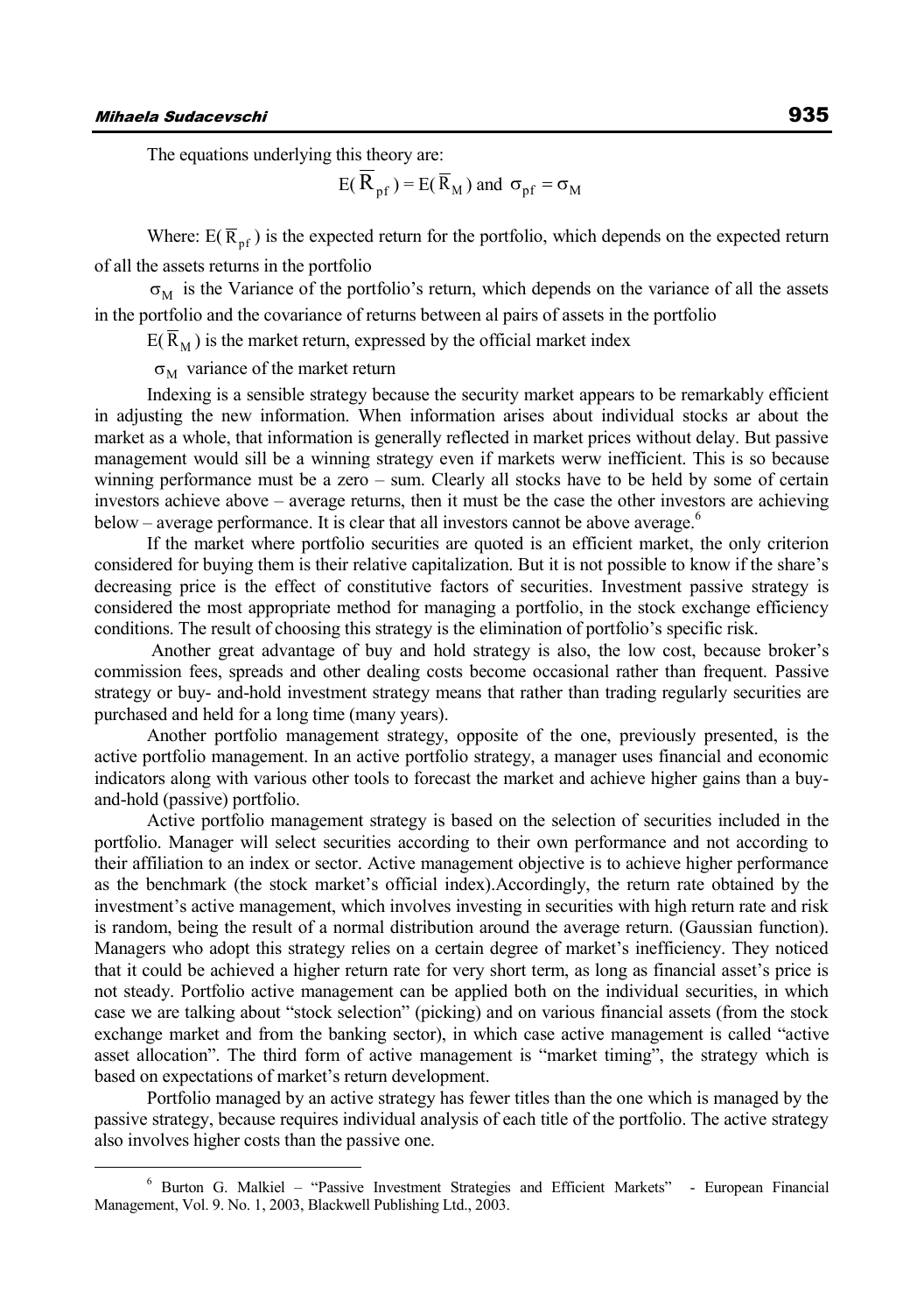The equations underlying this theory are:

$$E(\overline{R}_{pf}) = E(\overline{R}_M) \text{ and } \sigma_{pf} = \sigma_M$$

Where: $E(\overline{R}_{pf})$ is the expected return for the portfolio, which depends on the expected return of all the assets returns in the portfolio

$\sigma_M$ is the Variance of the portfolio's return, which depends on the variance of all the assets in the portfolio and the covariance of returns between al pairs of assets in the portfolio

$E(\overline{R}_M)$ is the market return, expressed by the official market index

$\sigma_M$ variance of the market return

Indexing is a sensible strategy because the security market appears to be remarkably efficient in adjusting the new information. When information arises about individual stocks ar about the market as a whole, that information is generally reflected in market prices without delay. But passive management would sill be a winning strategy even if markets werw inefficient. This is so because winning performance must be a zero – sum. Clearly all stocks have to be held by some of certain investors achieve above – average returns, then it must be the case the other investors are achieving below – average performance. It is clear that all investors cannot be above average.[6]

If the market where portfolio securities are quoted is an efficient market, the only criterion considered for buying them is their relative capitalization. But it is not possible to know if the share's decreasing price is the effect of constitutive factors of securities. Investment passive strategy is considered the most appropriate method for managing a portfolio, in the stock exchange efficiency conditions. The result of choosing this strategy is the elimination of portfolio's specific risk.

Another great advantage of buy and hold strategy is also, the low cost, because broker's commission fees, spreads and other dealing costs become occasional rather than frequent. Passive strategy or buy- and-hold investment strategy means that rather than trading regularly securities are purchased and held for a long time (many years).

Another portfolio management strategy, opposite of the one, previously presented, is the active portfolio management. In an active portfolio strategy, a manager uses financial and economic indicators along with various other tools to forecast the market and achieve higher gains than a buy-and-hold (passive) portfolio.

Active portfolio management strategy is based on the selection of securities included in the portfolio. Manager will select securities according to their own performance and not according to their affiliation to an index or sector. Active management objective is to achieve higher performance as the benchmark (the stock market's official index).Accordingly, the return rate obtained by the investment's active management, which involves investing in securities with high return rate and risk is random, being the result of a normal distribution around the average return. (Gaussian function). Managers who adopt this strategy relies on a certain degree of market's inefficiency. They noticed that it could be achieved a higher return rate for very short term, as long as financial asset's price is not steady. Portfolio active management can be applied both on the individual securities, in which case we are talking about "stock selection" (picking) and on various financial assets (from the stock exchange market and from the banking sector), in which case active management is called "active asset allocation". The third form of active management is "market timing", the strategy which is based on expectations of market's return development.

Portfolio managed by an active strategy has fewer titles than the one which is managed by the passive strategy, because requires individual analysis of each title of the portfolio. The active strategy also involves higher costs than the passive one.

---

[6] Burton G. Malkiel – "Passive Investment Strategies and Efficient Markets" - European Financial Management, Vol. 9. No. 1, 2003, Blackwell Publishing Ltd., 2003.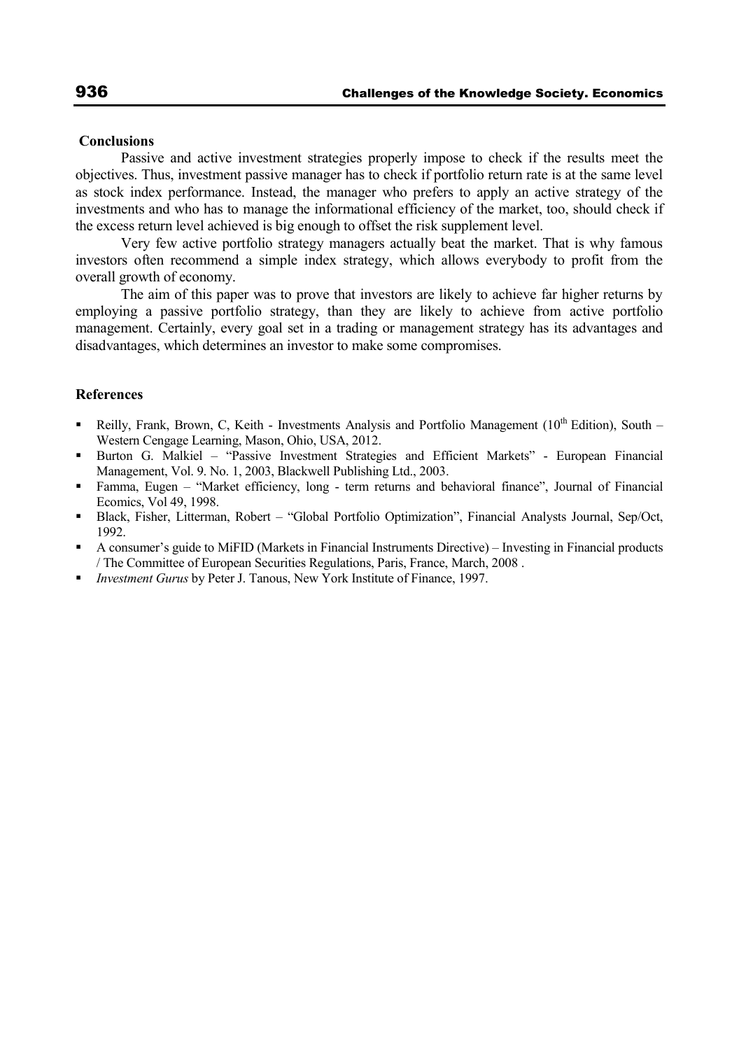## Conclusions

Passive and active investment strategies properly impose to check if the results meet the objectives. Thus, investment passive manager has to check if portfolio return rate is at the same level as stock index performance. Instead, the manager who prefers to apply an active strategy of the investments and who has to manage the informational efficiency of the market, too, should check if the excess return level achieved is big enough to offset the risk supplement level.

Very few active portfolio strategy managers actually beat the market. That is why famous investors often recommend a simple index strategy, which allows everybody to profit from the overall growth of economy.

The aim of this paper was to prove that investors are likely to achieve far higher returns by employing a passive portfolio strategy, than they are likely to achieve from active portfolio management. Certainly, every goal set in a trading or management strategy has its advantages and disadvantages, which determines an investor to make some compromises.

## References

- Reilly, Frank, Brown, C, Keith - Investments Analysis and Portfolio Management (10th Edition), South – Western Cengage Learning, Mason, Ohio, USA, 2012.
- Burton G. Malkiel – "Passive Investment Strategies and Efficient Markets" - European Financial Management, Vol. 9. No. 1, 2003, Blackwell Publishing Ltd., 2003.
- Famma, Eugen – "Market efficiency, long - term returns and behavioral finance", Journal of Financial Ecomics, Vol 49, 1998.
- Black, Fisher, Litterman, Robert – "Global Portfolio Optimization", Financial Analysts Journal, Sep/Oct, 1992.
- A consumer's guide to MiFID (Markets in Financial Instruments Directive) – Investing in Financial products / The Committee of European Securities Regulations, Paris, France, March, 2008 .
- *Investment Gurus* by Peter J. Tanous, New York Institute of Finance, 1997.